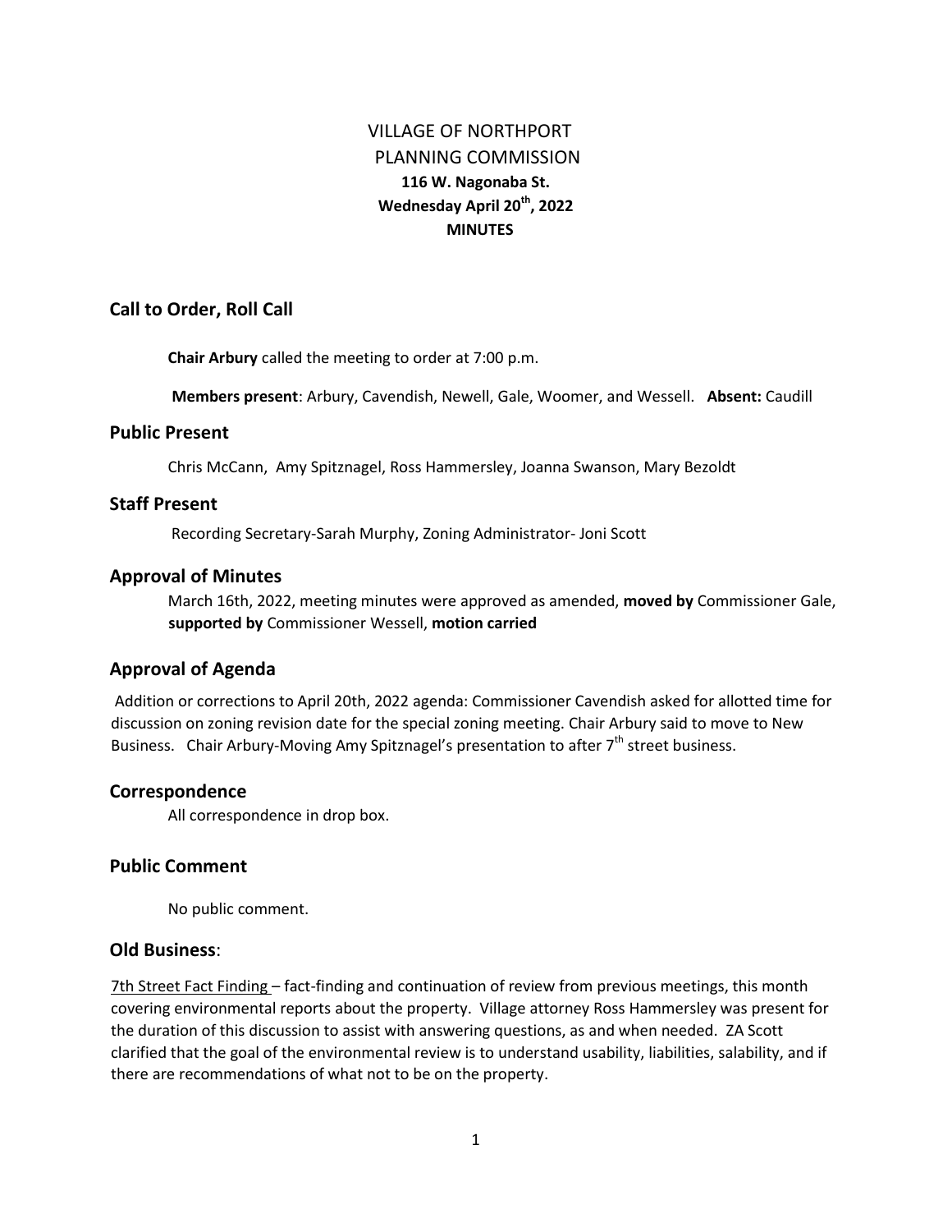# VILLAGE OF NORTHPORT
# PLANNING COMMISSION
**116 W. Nagonaba St.**
**Wednesday April 20th, 2022**
**MINUTES**

## Call to Order, Roll Call

**Chair Arbury** called the meeting to order at 7:00 p.m.

**Members present**: Arbury, Cavendish, Newell, Gale, Woomer, and Wessell. **Absent:** Caudill

## Public Present

Chris McCann, Amy Spitznagel, Ross Hammersley, Joanna Swanson, Mary Bezoldt

## Staff Present

Recording Secretary-Sarah Murphy, Zoning Administrator- Joni Scott

## Approval of Minutes

March 16th, 2022, meeting minutes were approved as amended, **moved by** Commissioner Gale, **supported by** Commissioner Wessell, **motion carried**

## Approval of Agenda

Addition or corrections to April 20th, 2022 agenda: Commissioner Cavendish asked for allotted time for discussion on zoning revision date for the special zoning meeting. Chair Arbury said to move to New Business. Chair Arbury-Moving Amy Spitznagel's presentation to after 7th street business.

## Correspondence

All correspondence in drop box.

## Public Comment

No public comment.

## Old Business:

7th Street Fact Finding – fact-finding and continuation of review from previous meetings, this month covering environmental reports about the property. Village attorney Ross Hammersley was present for the duration of this discussion to assist with answering questions, as and when needed. ZA Scott clarified that the goal of the environmental review is to understand usability, liabilities, salability, and if there are recommendations of what not to be on the property.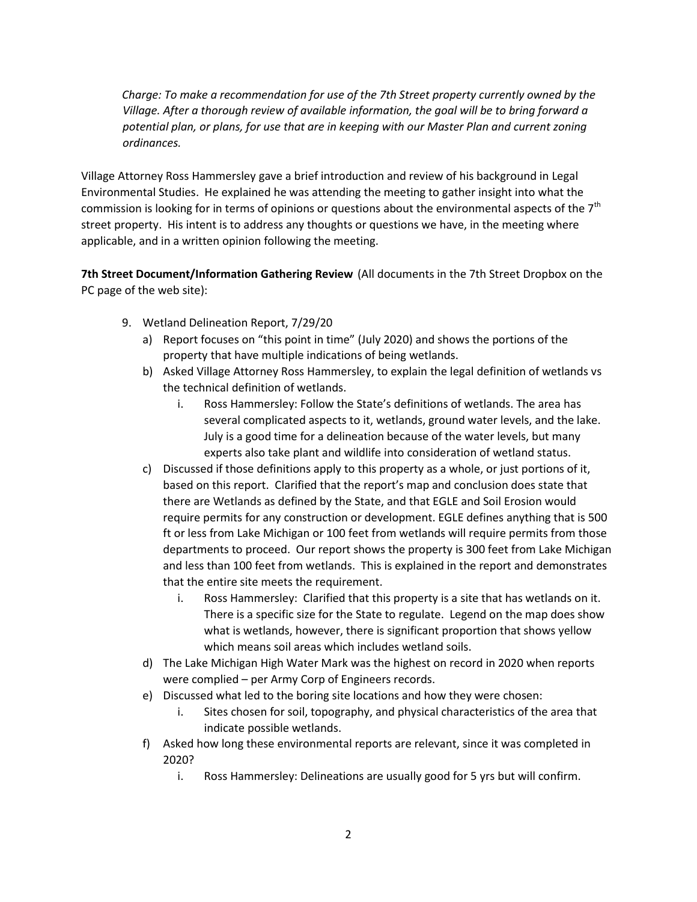*Charge: To make a recommendation for use of the 7th Street property currently owned by the Village. After a thorough review of available information, the goal will be to bring forward a potential plan, or plans, for use that are in keeping with our Master Plan and current zoning ordinances.*

Village Attorney Ross Hammersley gave a brief introduction and review of his background in Legal Environmental Studies. He explained he was attending the meeting to gather insight into what the commission is looking for in terms of opinions or questions about the environmental aspects of the 7th street property. His intent is to address any thoughts or questions we have, in the meeting where applicable, and in a written opinion following the meeting.

**7th Street Document/Information Gathering Review** (All documents in the 7th Street Dropbox on the PC page of the web site):

9. Wetland Delineation Report, 7/29/20
   a) Report focuses on "this point in time" (July 2020) and shows the portions of the property that have multiple indications of being wetlands.
   b) Asked Village Attorney Ross Hammersley, to explain the legal definition of wetlands vs the technical definition of wetlands.
      i. Ross Hammersley: Follow the State's definitions of wetlands. The area has several complicated aspects to it, wetlands, ground water levels, and the lake. July is a good time for a delineation because of the water levels, but many experts also take plant and wildlife into consideration of wetland status.
   c) Discussed if those definitions apply to this property as a whole, or just portions of it, based on this report. Clarified that the report's map and conclusion does state that there are Wetlands as defined by the State, and that EGLE and Soil Erosion would require permits for any construction or development. EGLE defines anything that is 500 ft or less from Lake Michigan or 100 feet from wetlands will require permits from those departments to proceed. Our report shows the property is 300 feet from Lake Michigan and less than 100 feet from wetlands. This is explained in the report and demonstrates that the entire site meets the requirement.
      i. Ross Hammersley: Clarified that this property is a site that has wetlands on it. There is a specific size for the State to regulate. Legend on the map does show what is wetlands, however, there is significant proportion that shows yellow which means soil areas which includes wetland soils.
   d) The Lake Michigan High Water Mark was the highest on record in 2020 when reports were complied – per Army Corp of Engineers records.
   e) Discussed what led to the boring site locations and how they were chosen:
      i. Sites chosen for soil, topography, and physical characteristics of the area that indicate possible wetlands.
   f) Asked how long these environmental reports are relevant, since it was completed in 2020?
      i. Ross Hammersley: Delineations are usually good for 5 yrs but will confirm.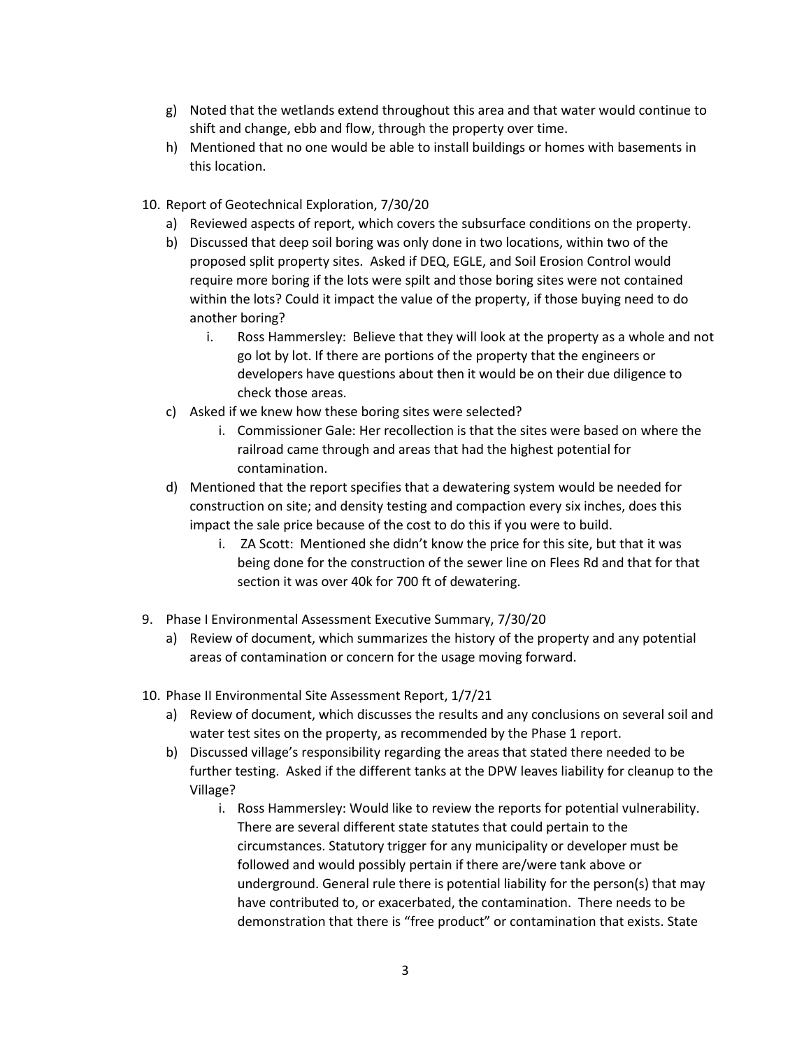g) Noted that the wetlands extend throughout this area and that water would continue to shift and change, ebb and flow, through the property over time.

h) Mentioned that no one would be able to install buildings or homes with basements in this location.

10. Report of Geotechnical Exploration, 7/30/20

    a) Reviewed aspects of report, which covers the subsurface conditions on the property.

    b) Discussed that deep soil boring was only done in two locations, within two of the proposed split property sites. Asked if DEQ, EGLE, and Soil Erosion Control would require more boring if the lots were spilt and those boring sites were not contained within the lots? Could it impact the value of the property, if those buying need to do another boring?

       i. Ross Hammersley: Believe that they will look at the property as a whole and not go lot by lot. If there are portions of the property that the engineers or developers have questions about then it would be on their due diligence to check those areas.

    c) Asked if we knew how these boring sites were selected?

       i. Commissioner Gale: Her recollection is that the sites were based on where the railroad came through and areas that had the highest potential for contamination.

    d) Mentioned that the report specifies that a dewatering system would be needed for construction on site; and density testing and compaction every six inches, does this impact the sale price because of the cost to do this if you were to build.

       i. ZA Scott: Mentioned she didn't know the price for this site, but that it was being done for the construction of the sewer line on Flees Rd and that for that section it was over 40k for 700 ft of dewatering.

9. Phase I Environmental Assessment Executive Summary, 7/30/20

    a) Review of document, which summarizes the history of the property and any potential areas of contamination or concern for the usage moving forward.

10. Phase II Environmental Site Assessment Report, 1/7/21

    a) Review of document, which discusses the results and any conclusions on several soil and water test sites on the property, as recommended by the Phase 1 report.

    b) Discussed village's responsibility regarding the areas that stated there needed to be further testing. Asked if the different tanks at the DPW leaves liability for cleanup to the Village?

       i. Ross Hammersley: Would like to review the reports for potential vulnerability. There are several different state statutes that could pertain to the circumstances. Statutory trigger for any municipality or developer must be followed and would possibly pertain if there are/were tank above or underground. General rule there is potential liability for the person(s) that may have contributed to, or exacerbated, the contamination. There needs to be demonstration that there is "free product" or contamination that exists. State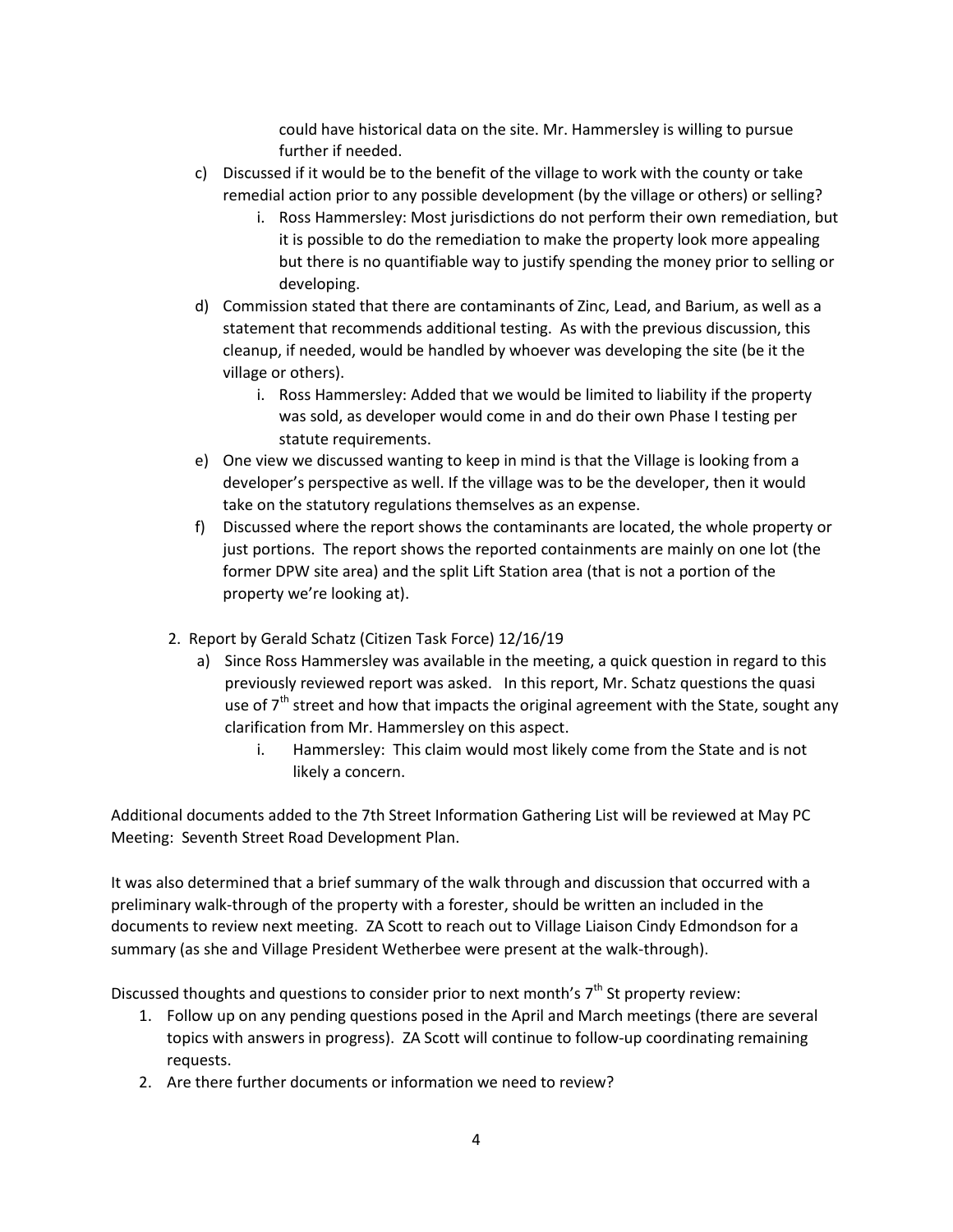could have historical data on the site. Mr. Hammersley is willing to pursue further if needed.

c) Discussed if it would be to the benefit of the village to work with the county or take remedial action prior to any possible development (by the village or others) or selling?
   i. Ross Hammersley: Most jurisdictions do not perform their own remediation, but it is possible to do the remediation to make the property look more appealing but there is no quantifiable way to justify spending the money prior to selling or developing.

d) Commission stated that there are contaminants of Zinc, Lead, and Barium, as well as a statement that recommends additional testing. As with the previous discussion, this cleanup, if needed, would be handled by whoever was developing the site (be it the village or others).
   i. Ross Hammersley: Added that we would be limited to liability if the property was sold, as developer would come in and do their own Phase I testing per statute requirements.

e) One view we discussed wanting to keep in mind is that the Village is looking from a developer's perspective as well. If the village was to be the developer, then it would take on the statutory regulations themselves as an expense.

f) Discussed where the report shows the contaminants are located, the whole property or just portions. The report shows the reported containments are mainly on one lot (the former DPW site area) and the split Lift Station area (that is not a portion of the property we're looking at).

2. Report by Gerald Schatz (Citizen Task Force) 12/16/19
   a) Since Ross Hammersley was available in the meeting, a quick question in regard to this previously reviewed report was asked. In this report, Mr. Schatz questions the quasi use of 7th street and how that impacts the original agreement with the State, sought any clarification from Mr. Hammersley on this aspect.
      i. Hammersley: This claim would most likely come from the State and is not likely a concern.

Additional documents added to the 7th Street Information Gathering List will be reviewed at May PC Meeting: Seventh Street Road Development Plan.

It was also determined that a brief summary of the walk through and discussion that occurred with a preliminary walk-through of the property with a forester, should be written an included in the documents to review next meeting. ZA Scott to reach out to Village Liaison Cindy Edmondson for a summary (as she and Village President Wetherbee were present at the walk-through).

Discussed thoughts and questions to consider prior to next month's 7th St property review:

1. Follow up on any pending questions posed in the April and March meetings (there are several topics with answers in progress). ZA Scott will continue to follow-up coordinating remaining requests.
2. Are there further documents or information we need to review?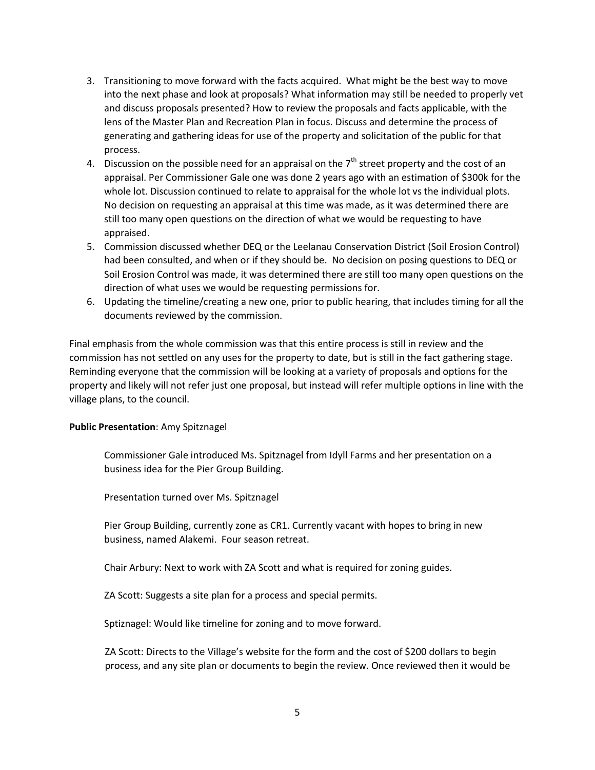3. Transitioning to move forward with the facts acquired. What might be the best way to move into the next phase and look at proposals? What information may still be needed to properly vet and discuss proposals presented? How to review the proposals and facts applicable, with the lens of the Master Plan and Recreation Plan in focus. Discuss and determine the process of generating and gathering ideas for use of the property and solicitation of the public for that process.
4. Discussion on the possible need for an appraisal on the 7th street property and the cost of an appraisal. Per Commissioner Gale one was done 2 years ago with an estimation of $300k for the whole lot. Discussion continued to relate to appraisal for the whole lot vs the individual plots. No decision on requesting an appraisal at this time was made, as it was determined there are still too many open questions on the direction of what we would be requesting to have appraised.
5. Commission discussed whether DEQ or the Leelanau Conservation District (Soil Erosion Control) had been consulted, and when or if they should be. No decision on posing questions to DEQ or Soil Erosion Control was made, it was determined there are still too many open questions on the direction of what uses we would be requesting permissions for.
6. Updating the timeline/creating a new one, prior to public hearing, that includes timing for all the documents reviewed by the commission.

Final emphasis from the whole commission was that this entire process is still in review and the commission has not settled on any uses for the property to date, but is still in the fact gathering stage. Reminding everyone that the commission will be looking at a variety of proposals and options for the property and likely will not refer just one proposal, but instead will refer multiple options in line with the village plans, to the council.

**Public Presentation**: Amy Spitznagel

Commissioner Gale introduced Ms. Spitznagel from Idyll Farms and her presentation on a business idea for the Pier Group Building.

Presentation turned over Ms. Spitznagel

Pier Group Building, currently zone as CR1. Currently vacant with hopes to bring in new business, named Alakemi. Four season retreat.

Chair Arbury: Next to work with ZA Scott and what is required for zoning guides.

ZA Scott: Suggests a site plan for a process and special permits.

Sptiznagel: Would like timeline for zoning and to move forward.

ZA Scott: Directs to the Village's website for the form and the cost of $200 dollars to begin process, and any site plan or documents to begin the review. Once reviewed then it would be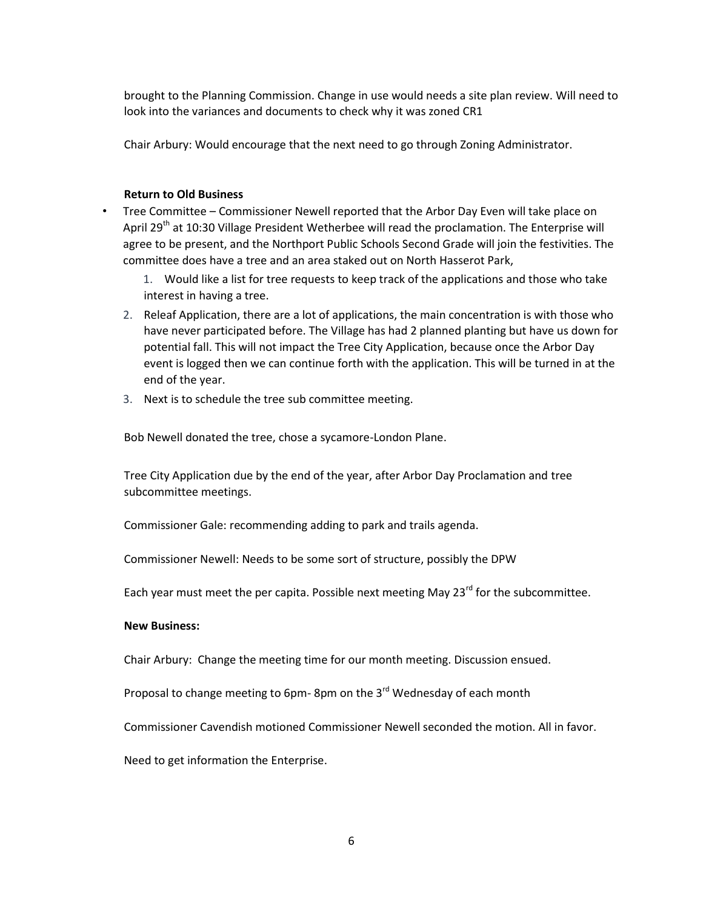brought to the Planning Commission. Change in use would needs a site plan review. Will need to look into the variances and documents to check why it was zoned CR1

Chair Arbury: Would encourage that the next need to go through Zoning Administrator.

**Return to Old Business**

- Tree Committee – Commissioner Newell reported that the Arbor Day Even will take place on April 29th at 10:30 Village President Wetherbee will read the proclamation. The Enterprise will agree to be present, and the Northport Public Schools Second Grade will join the festivities. The committee does have a tree and an area staked out on North Hasserot Park,
    1. Would like a list for tree requests to keep track of the applications and those who take interest in having a tree.
    2. Releaf Application, there are a lot of applications, the main concentration is with those who have never participated before. The Village has had 2 planned planting but have us down for potential fall. This will not impact the Tree City Application, because once the Arbor Day event is logged then we can continue forth with the application. This will be turned in at the end of the year.
    3. Next is to schedule the tree sub committee meeting.

Bob Newell donated the tree, chose a sycamore-London Plane.

Tree City Application due by the end of the year, after Arbor Day Proclamation and tree subcommittee meetings.

Commissioner Gale: recommending adding to park and trails agenda.

Commissioner Newell: Needs to be some sort of structure, possibly the DPW

Each year must meet the per capita. Possible next meeting May 23rd for the subcommittee.

**New Business:**

Chair Arbury: Change the meeting time for our month meeting. Discussion ensued.

Proposal to change meeting to 6pm- 8pm on the 3rd Wednesday of each month

Commissioner Cavendish motioned Commissioner Newell seconded the motion. All in favor.

Need to get information the Enterprise.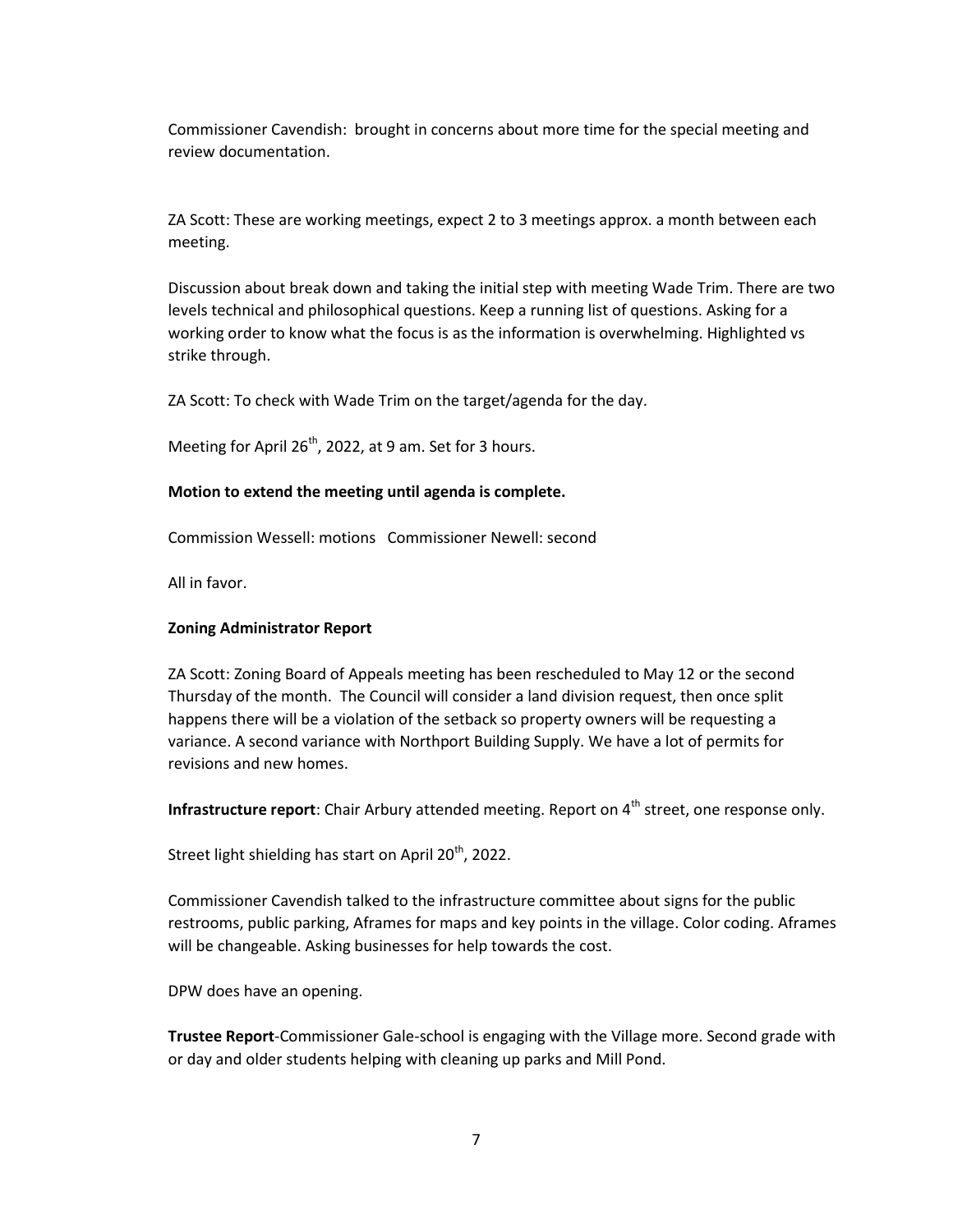Commissioner Cavendish: brought in concerns about more time for the special meeting and review documentation.

ZA Scott: These are working meetings, expect 2 to 3 meetings approx. a month between each meeting.

Discussion about break down and taking the initial step with meeting Wade Trim. There are two levels technical and philosophical questions. Keep a running list of questions. Asking for a working order to know what the focus is as the information is overwhelming. Highlighted vs strike through.

ZA Scott: To check with Wade Trim on the target/agenda for the day.

Meeting for April 26th, 2022, at 9 am. Set for 3 hours.

**Motion to extend the meeting until agenda is complete.**

Commission Wessell: motions Commissioner Newell: second

All in favor.

**Zoning Administrator Report**

ZA Scott: Zoning Board of Appeals meeting has been rescheduled to May 12 or the second Thursday of the month. The Council will consider a land division request, then once split happens there will be a violation of the setback so property owners will be requesting a variance. A second variance with Northport Building Supply. We have a lot of permits for revisions and new homes.

**Infrastructure report**: Chair Arbury attended meeting. Report on 4th street, one response only.

Street light shielding has start on April 20th, 2022.

Commissioner Cavendish talked to the infrastructure committee about signs for the public restrooms, public parking, Aframes for maps and key points in the village. Color coding. Aframes will be changeable. Asking businesses for help towards the cost.

DPW does have an opening.

**Trustee Report**-Commissioner Gale-school is engaging with the Village more. Second grade with or day and older students helping with cleaning up parks and Mill Pond.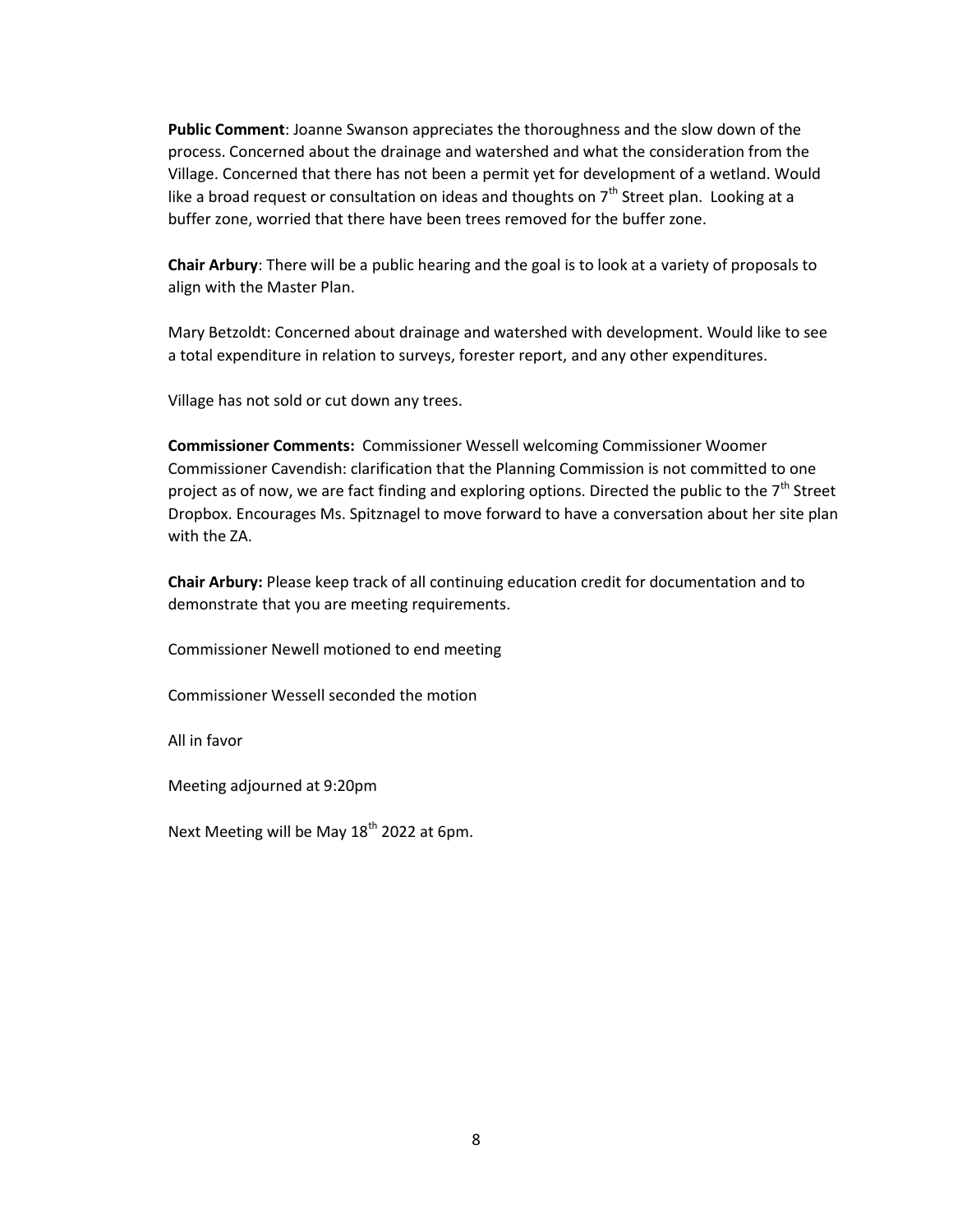**Public Comment**: Joanne Swanson appreciates the thoroughness and the slow down of the process. Concerned about the drainage and watershed and what the consideration from the Village. Concerned that there has not been a permit yet for development of a wetland. Would like a broad request or consultation on ideas and thoughts on 7th Street plan. Looking at a buffer zone, worried that there have been trees removed for the buffer zone.

**Chair Arbury**: There will be a public hearing and the goal is to look at a variety of proposals to align with the Master Plan.

Mary Betzoldt: Concerned about drainage and watershed with development. Would like to see a total expenditure in relation to surveys, forester report, and any other expenditures.

Village has not sold or cut down any trees.

**Commissioner Comments:** Commissioner Wessell welcoming Commissioner Woomer Commissioner Cavendish: clarification that the Planning Commission is not committed to one project as of now, we are fact finding and exploring options. Directed the public to the 7th Street Dropbox. Encourages Ms. Spitznagel to move forward to have a conversation about her site plan with the ZA.

**Chair Arbury:** Please keep track of all continuing education credit for documentation and to demonstrate that you are meeting requirements.

Commissioner Newell motioned to end meeting

Commissioner Wessell seconded the motion

All in favor

Meeting adjourned at 9:20pm

Next Meeting will be May 18th 2022 at 6pm.